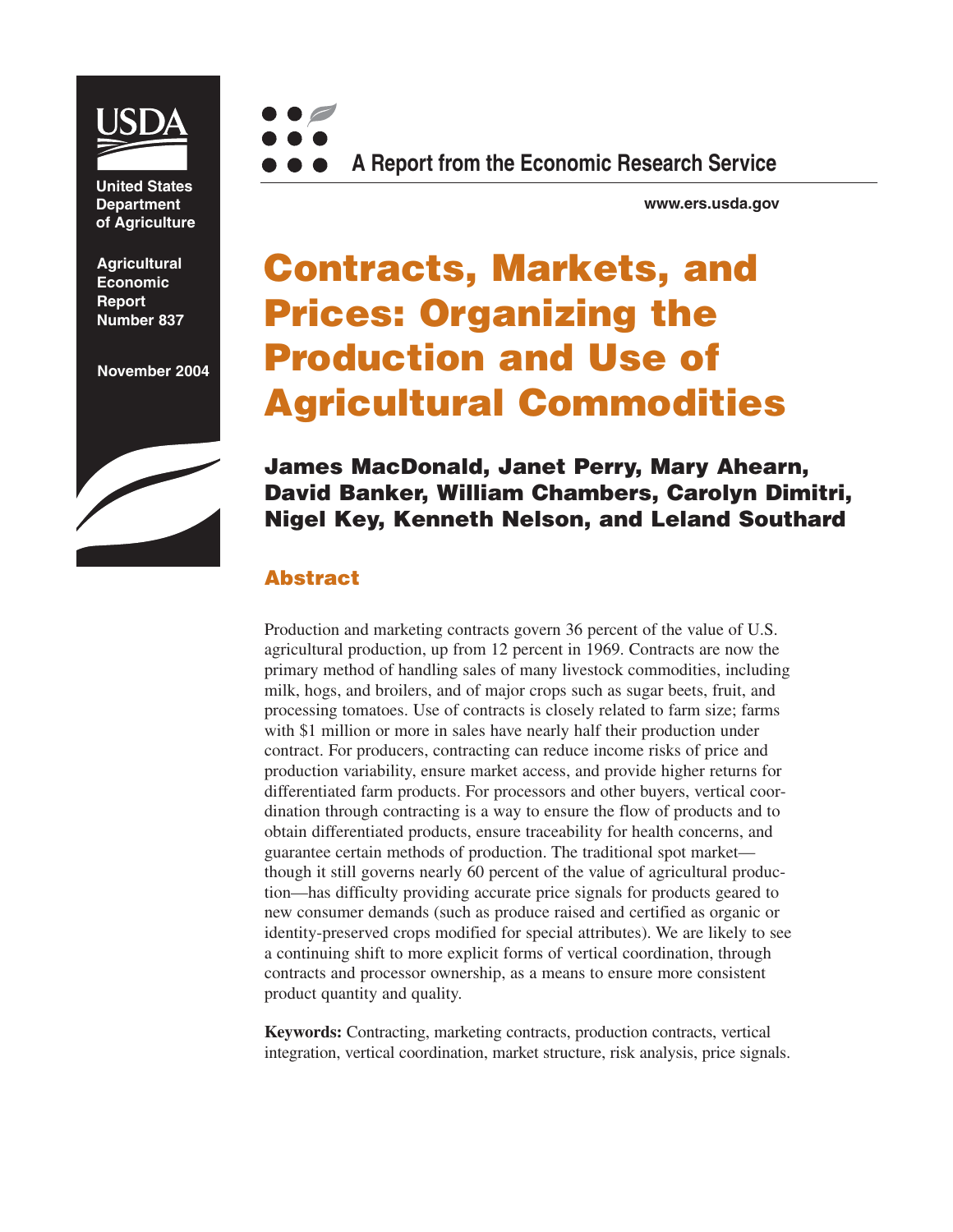United States Department of Agriculture

Agricultural Economic Report Number 837

November 2004

A Report from the Economic Research Service

www.ers.usda.gov

# Contracts, Markets, and Prices: Organizing the Production and Use of Agricultural Commodities

**James MacDonald, Janet Perry, Mary Ahearn, David Banker, William Chambers, Carolyn Dimitri, Nigel Key, Kenneth Nelson, and Leland Southard**

## Abstract

Production and marketing contracts govern 36 percent of the value of U.S. agricultural production, up from 12 percent in 1969. Contracts are now the primary method of handling sales of many livestock commodities, including milk, hogs, and broilers, and of major crops such as sugar beets, fruit, and processing tomatoes. Use of contracts is closely related to farm size; farms with $1 million or more in sales have nearly half their production under contract. For producers, contracting can reduce income risks of price and production variability, ensure market access, and provide higher returns for differentiated farm products. For processors and other buyers, vertical coordination through contracting is a way to ensure the flow of products and to obtain differentiated products, ensure traceability for health concerns, and guarantee certain methods of production. The traditional spot market—though it still governs nearly 60 percent of the value of agricultural production—has difficulty providing accurate price signals for products geared to new consumer demands (such as produce raised and certified as organic or identity-preserved crops modified for special attributes). We are likely to see a continuing shift to more explicit forms of vertical coordination, through contracts and processor ownership, as a means to ensure more consistent product quantity and quality.

**Keywords:** Contracting, marketing contracts, production contracts, vertical integration, vertical coordination, market structure, risk analysis, price signals.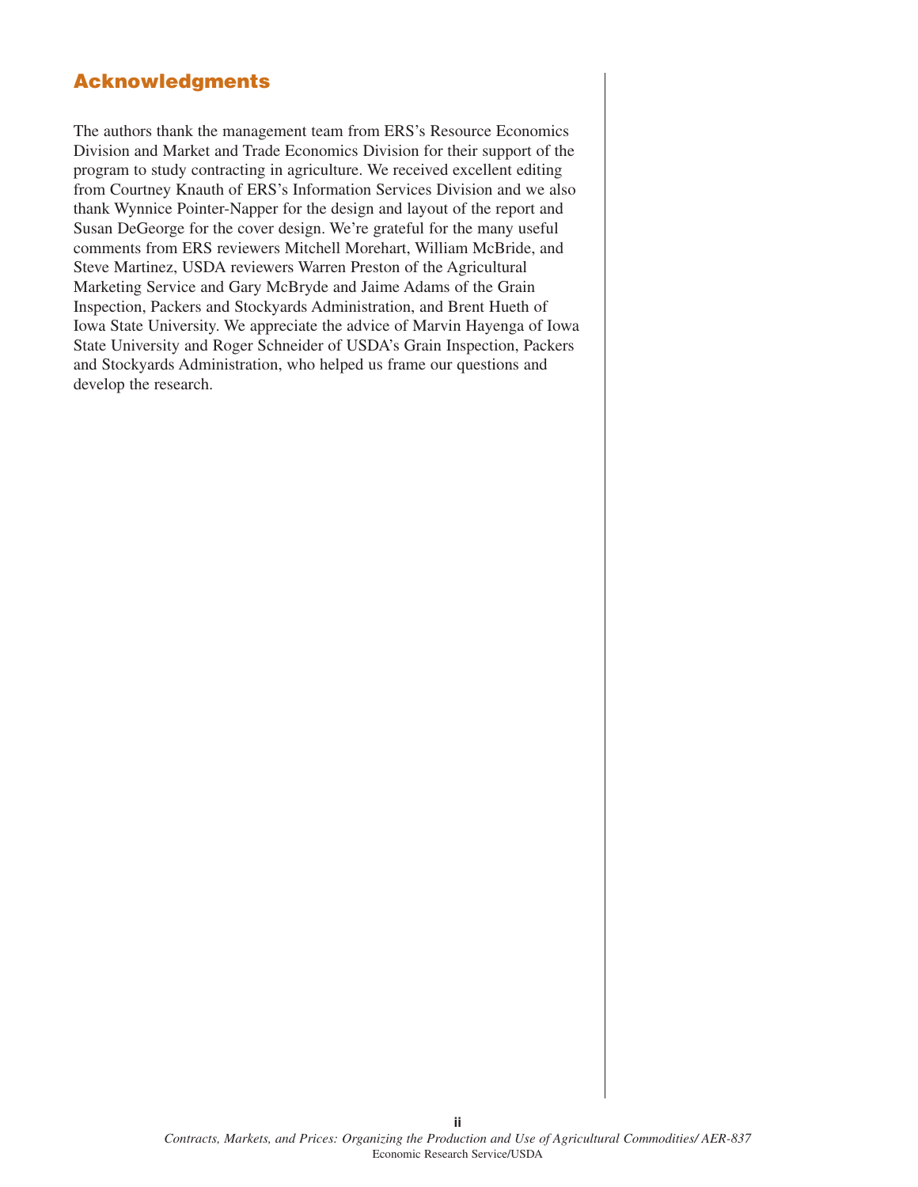## Acknowledgments

The authors thank the management team from ERS's Resource Economics Division and Market and Trade Economics Division for their support of the program to study contracting in agriculture. We received excellent editing from Courtney Knauth of ERS's Information Services Division and we also thank Wynnice Pointer-Napper for the design and layout of the report and Susan DeGeorge for the cover design. We're grateful for the many useful comments from ERS reviewers Mitchell Morehart, William McBride, and Steve Martinez, USDA reviewers Warren Preston of the Agricultural Marketing Service and Gary McBryde and Jaime Adams of the Grain Inspection, Packers and Stockyards Administration, and Brent Hueth of Iowa State University. We appreciate the advice of Marvin Hayenga of Iowa State University and Roger Schneider of USDA's Grain Inspection, Packers and Stockyards Administration, who helped us frame our questions and develop the research.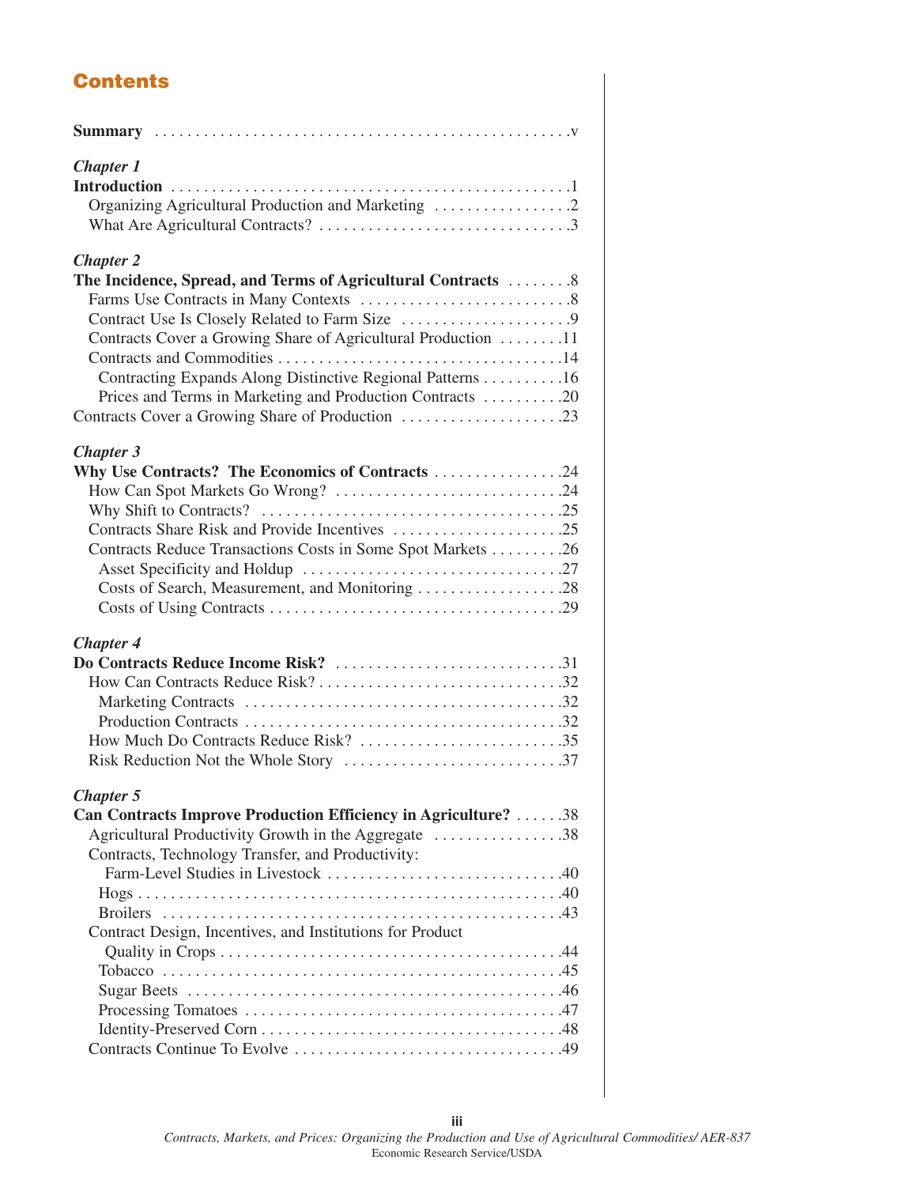# Contents

**Summary** . . . . . . . . . . . . . . . . . . . . . . . . . . . . . . . . . . . . . . . . . . . . . . . . . .v

*Chapter 1*

**Introduction** . . . . . . . . . . . . . . . . . . . . . . . . . . . . . . . . . . . . . . . . . . . . . . . .1

Organizing Agricultural Production and Marketing . . . . . . . . . . . . . . . . .2

What Are Agricultural Contracts? . . . . . . . . . . . . . . . . . . . . . . . . . . . . . . .3

*Chapter 2*

**The Incidence, Spread, and Terms of Agricultural Contracts** . . . . . . . .8

Farms Use Contracts in Many Contexts . . . . . . . . . . . . . . . . . . . . . . . . . .8

Contract Use Is Closely Related to Farm Size . . . . . . . . . . . . . . . . . . . . .9

Contracts Cover a Growing Share of Agricultural Production . . . . . . . .11

Contracts and Commodities . . . . . . . . . . . . . . . . . . . . . . . . . . . . . . . . . . .14

Contracting Expands Along Distinctive Regional Patterns . . . . . . . . . .16

Prices and Terms in Marketing and Production Contracts . . . . . . . . . .20

Contracts Cover a Growing Share of Production . . . . . . . . . . . . . . . . . . . .23

*Chapter 3*

**Why Use Contracts? The Economics of Contracts** . . . . . . . . . . . . . . . .24

How Can Spot Markets Go Wrong? . . . . . . . . . . . . . . . . . . . . . . . . . . . .24

Why Shift to Contracts? . . . . . . . . . . . . . . . . . . . . . . . . . . . . . . . . . . . . .25

Contracts Share Risk and Provide Incentives . . . . . . . . . . . . . . . . . . . . .25

Contracts Reduce Transactions Costs in Some Spot Markets . . . . . . . . .26

Asset Specificity and Holdup . . . . . . . . . . . . . . . . . . . . . . . . . . . . . . . .27

Costs of Search, Measurement, and Monitoring . . . . . . . . . . . . . . . . . .28

Costs of Using Contracts . . . . . . . . . . . . . . . . . . . . . . . . . . . . . . . . . . . .29

*Chapter 4*

**Do Contracts Reduce Income Risk?** . . . . . . . . . . . . . . . . . . . . . . . . . . . .31

How Can Contracts Reduce Risk? . . . . . . . . . . . . . . . . . . . . . . . . . . . . . .32

Marketing Contracts . . . . . . . . . . . . . . . . . . . . . . . . . . . . . . . . . . . . . . .32

Production Contracts . . . . . . . . . . . . . . . . . . . . . . . . . . . . . . . . . . . . . . .32

How Much Do Contracts Reduce Risk? . . . . . . . . . . . . . . . . . . . . . . . . .35

Risk Reduction Not the Whole Story . . . . . . . . . . . . . . . . . . . . . . . . . . .37

*Chapter 5*

**Can Contracts Improve Production Efficiency in Agriculture?** . . . . . .38

Agricultural Productivity Growth in the Aggregate . . . . . . . . . . . . . . . .38

Contracts, Technology Transfer, and Productivity:
Farm-Level Studies in Livestock . . . . . . . . . . . . . . . . . . . . . . . . . . . . .40

Hogs . . . . . . . . . . . . . . . . . . . . . . . . . . . . . . . . . . . . . . . . . . . . . . . . . . .40

Broilers . . . . . . . . . . . . . . . . . . . . . . . . . . . . . . . . . . . . . . . . . . . . . . . . .43

Contract Design, Incentives, and Institutions for Product
Quality in Crops . . . . . . . . . . . . . . . . . . . . . . . . . . . . . . . . . . . . . . . . . .44

Tobacco . . . . . . . . . . . . . . . . . . . . . . . . . . . . . . . . . . . . . . . . . . . . . . . . .45

Sugar Beets . . . . . . . . . . . . . . . . . . . . . . . . . . . . . . . . . . . . . . . . . . . . . .46

Processing Tomatoes . . . . . . . . . . . . . . . . . . . . . . . . . . . . . . . . . . . . . . .47

Identity-Preserved Corn . . . . . . . . . . . . . . . . . . . . . . . . . . . . . . . . . . . . .48

Contracts Continue To Evolve . . . . . . . . . . . . . . . . . . . . . . . . . . . . . . . . .49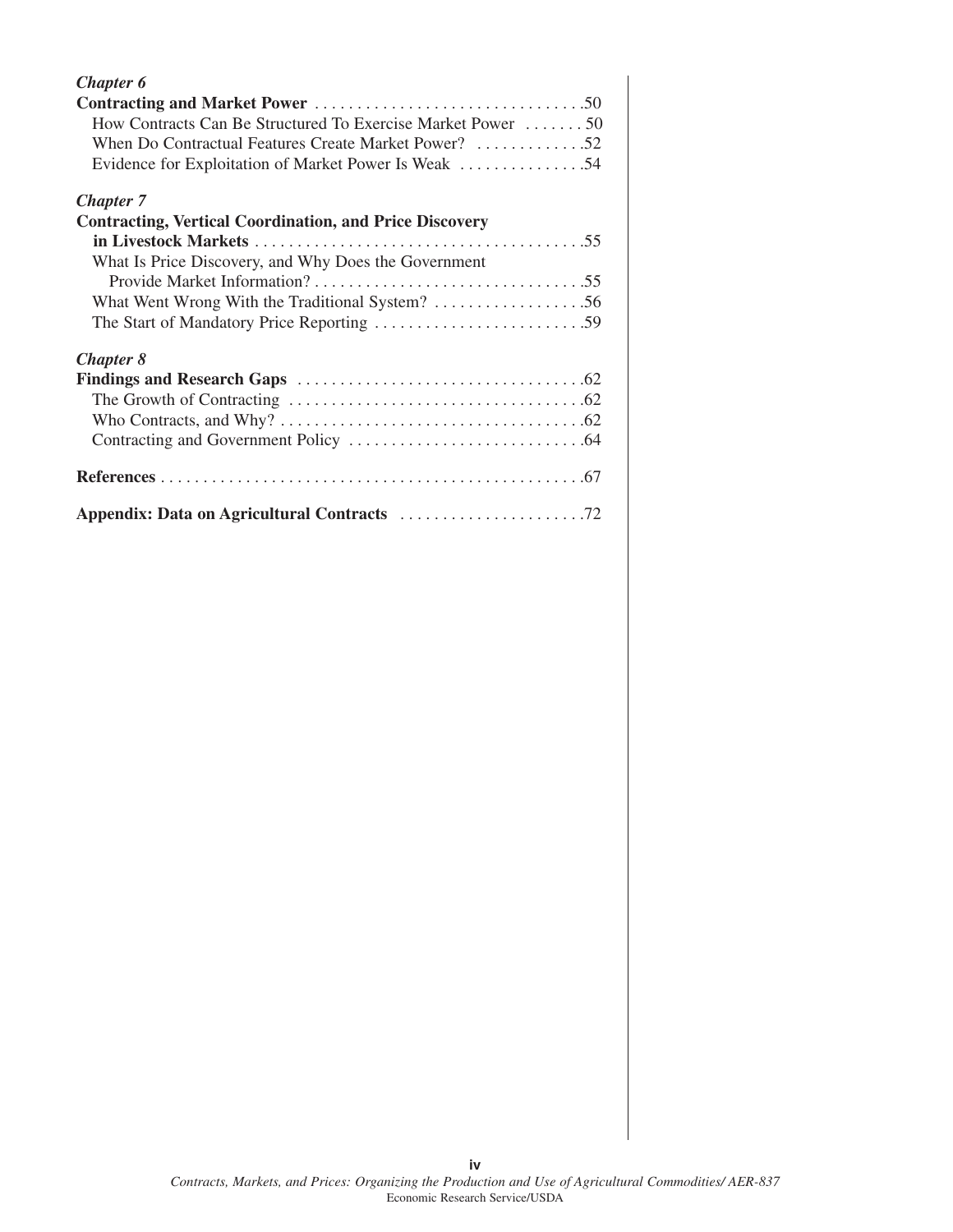*Chapter 6*

**Contracting and Market Power** ................................50

How Contracts Can Be Structured To Exercise Market Power ....... 50

When Do Contractual Features Create Market Power? .............52

Evidence for Exploitation of Market Power Is Weak ...............54

*Chapter 7*

**Contracting, Vertical Coordination, and Price Discovery in Livestock Markets** .......................................55

What Is Price Discovery, and Why Does the Government Provide Market Information? ................................55

What Went Wrong With the Traditional System? ..................56

The Start of Mandatory Price Reporting .........................59

*Chapter 8*

**Findings and Research Gaps** ..................................62

The Growth of Contracting ...................................62

Who Contracts, and Why? ....................................62

Contracting and Government Policy ............................64

**References** ..................................................67

**Appendix: Data on Agricultural Contracts** ......................72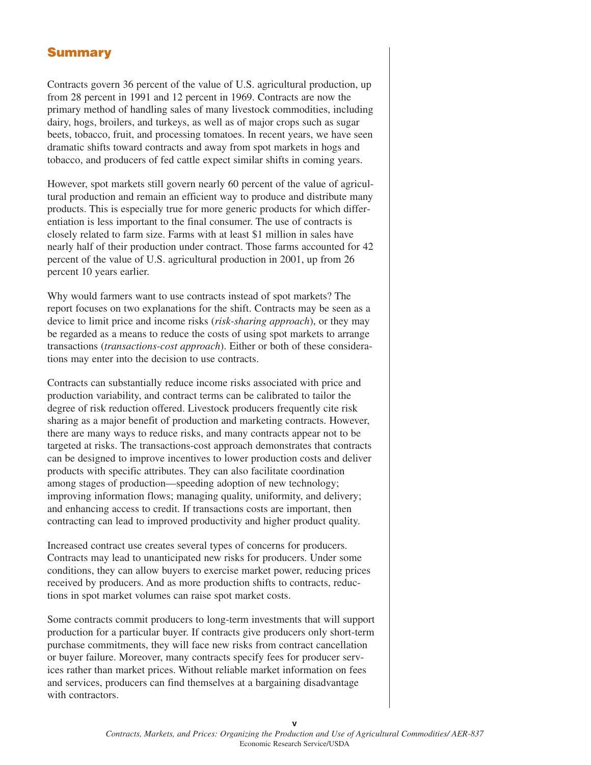## Summary

Contracts govern 36 percent of the value of U.S. agricultural production, up from 28 percent in 1991 and 12 percent in 1969. Contracts are now the primary method of handling sales of many livestock commodities, including dairy, hogs, broilers, and turkeys, as well as of major crops such as sugar beets, tobacco, fruit, and processing tomatoes. In recent years, we have seen dramatic shifts toward contracts and away from spot markets in hogs and tobacco, and producers of fed cattle expect similar shifts in coming years.

However, spot markets still govern nearly 60 percent of the value of agricultural production and remain an efficient way to produce and distribute many products. This is especially true for more generic products for which differentiation is less important to the final consumer. The use of contracts is closely related to farm size. Farms with at least $1 million in sales have nearly half of their production under contract. Those farms accounted for 42 percent of the value of U.S. agricultural production in 2001, up from 26 percent 10 years earlier.

Why would farmers want to use contracts instead of spot markets? The report focuses on two explanations for the shift. Contracts may be seen as a device to limit price and income risks (*risk-sharing approach*), or they may be regarded as a means to reduce the costs of using spot markets to arrange transactions (*transactions-cost approach*). Either or both of these considerations may enter into the decision to use contracts.

Contracts can substantially reduce income risks associated with price and production variability, and contract terms can be calibrated to tailor the degree of risk reduction offered. Livestock producers frequently cite risk sharing as a major benefit of production and marketing contracts. However, there are many ways to reduce risks, and many contracts appear not to be targeted at risks. The transactions-cost approach demonstrates that contracts can be designed to improve incentives to lower production costs and deliver products with specific attributes. They can also facilitate coordination among stages of production—speeding adoption of new technology; improving information flows; managing quality, uniformity, and delivery; and enhancing access to credit. If transactions costs are important, then contracting can lead to improved productivity and higher product quality.

Increased contract use creates several types of concerns for producers. Contracts may lead to unanticipated new risks for producers. Under some conditions, they can allow buyers to exercise market power, reducing prices received by producers. And as more production shifts to contracts, reductions in spot market volumes can raise spot market costs.

Some contracts commit producers to long-term investments that will support production for a particular buyer. If contracts give producers only short-term purchase commitments, they will face new risks from contract cancellation or buyer failure. Moreover, many contracts specify fees for producer services rather than market prices. Without reliable market information on fees and services, producers can find themselves at a bargaining disadvantage with contractors.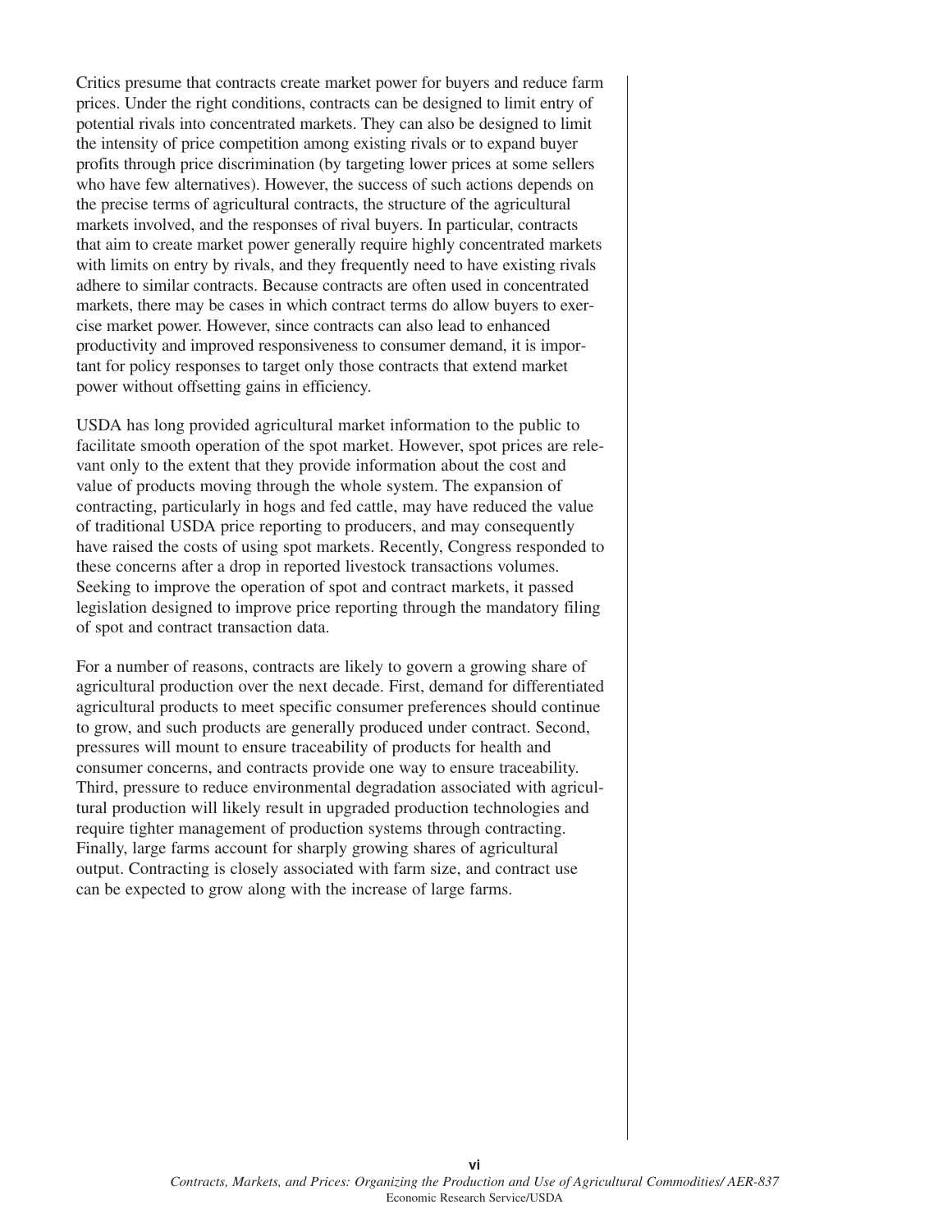Critics presume that contracts create market power for buyers and reduce farm prices. Under the right conditions, contracts can be designed to limit entry of potential rivals into concentrated markets. They can also be designed to limit the intensity of price competition among existing rivals or to expand buyer profits through price discrimination (by targeting lower prices at some sellers who have few alternatives). However, the success of such actions depends on the precise terms of agricultural contracts, the structure of the agricultural markets involved, and the responses of rival buyers. In particular, contracts that aim to create market power generally require highly concentrated markets with limits on entry by rivals, and they frequently need to have existing rivals adhere to similar contracts. Because contracts are often used in concentrated markets, there may be cases in which contract terms do allow buyers to exercise market power. However, since contracts can also lead to enhanced productivity and improved responsiveness to consumer demand, it is important for policy responses to target only those contracts that extend market power without offsetting gains in efficiency.

USDA has long provided agricultural market information to the public to facilitate smooth operation of the spot market. However, spot prices are relevant only to the extent that they provide information about the cost and value of products moving through the whole system. The expansion of contracting, particularly in hogs and fed cattle, may have reduced the value of traditional USDA price reporting to producers, and may consequently have raised the costs of using spot markets. Recently, Congress responded to these concerns after a drop in reported livestock transactions volumes. Seeking to improve the operation of spot and contract markets, it passed legislation designed to improve price reporting through the mandatory filing of spot and contract transaction data.

For a number of reasons, contracts are likely to govern a growing share of agricultural production over the next decade. First, demand for differentiated agricultural products to meet specific consumer preferences should continue to grow, and such products are generally produced under contract. Second, pressures will mount to ensure traceability of products for health and consumer concerns, and contracts provide one way to ensure traceability. Third, pressure to reduce environmental degradation associated with agricultural production will likely result in upgraded production technologies and require tighter management of production systems through contracting. Finally, large farms account for sharply growing shares of agricultural output. Contracting is closely associated with farm size, and contract use can be expected to grow along with the increase of large farms.